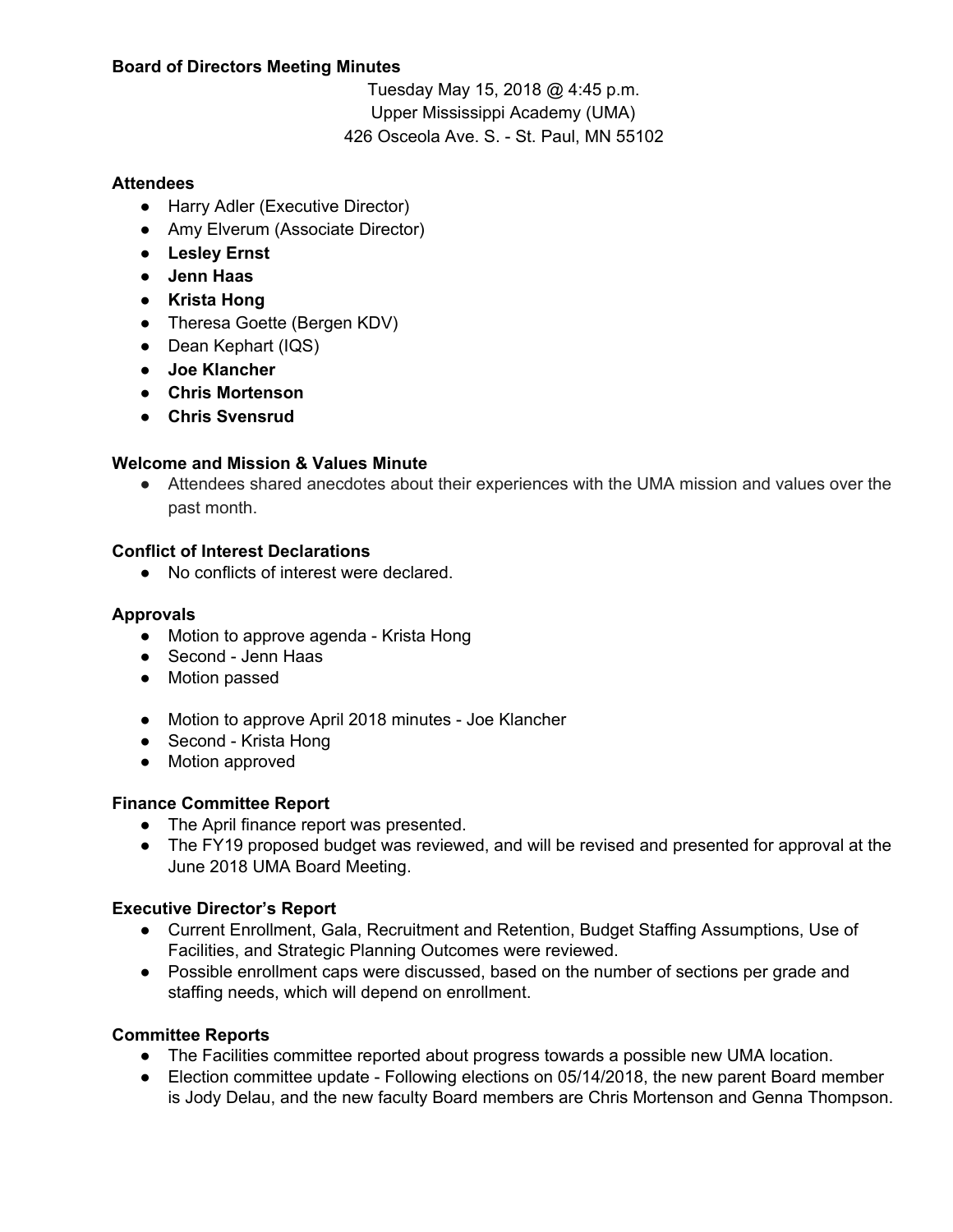**Board of Directors Meeting Minutes**

Tuesday May 15, 2018 @ 4:45 p.m.
Upper Mississippi Academy (UMA)
426 Osceola Ave. S. - St. Paul, MN 55102

**Attendees**

- Harry Adler (Executive Director)
- Amy Elverum (Associate Director)
- **Lesley Ernst**
- **Jenn Haas**
- **Krista Hong**
- Theresa Goette (Bergen KDV)
- Dean Kephart (IQS)
- **Joe Klancher**
- **Chris Mortenson**
- **Chris Svensrud**

**Welcome and Mission & Values Minute**

- Attendees shared anecdotes about their experiences with the UMA mission and values over the past month.

**Conflict of Interest Declarations**

- No conflicts of interest were declared.

**Approvals**

- Motion to approve agenda - Krista Hong
- Second - Jenn Haas
- Motion passed

- Motion to approve April 2018 minutes - Joe Klancher
- Second - Krista Hong
- Motion approved

**Finance Committee Report**

- The April finance report was presented.
- The FY19 proposed budget was reviewed, and will be revised and presented for approval at the June 2018 UMA Board Meeting.

**Executive Director's Report**

- Current Enrollment, Gala, Recruitment and Retention, Budget Staffing Assumptions, Use of Facilities, and Strategic Planning Outcomes were reviewed.
- Possible enrollment caps were discussed, based on the number of sections per grade and staffing needs, which will depend on enrollment.

**Committee Reports**

- The Facilities committee reported about progress towards a possible new UMA location.
- Election committee update - Following elections on 05/14/2018, the new parent Board member is Jody Delau, and the new faculty Board members are Chris Mortenson and Genna Thompson.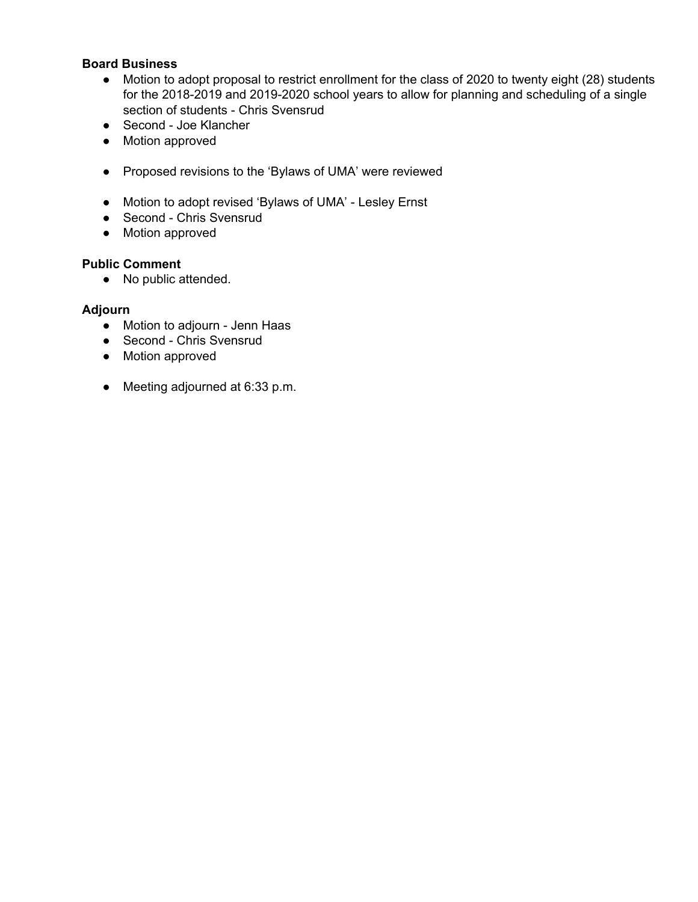**Board Business**

- Motion to adopt proposal to restrict enrollment for the class of 2020 to twenty eight (28) students for the 2018-2019 and 2019-2020 school years to allow for planning and scheduling of a single section of students - Chris Svensrud
- Second - Joe Klancher
- Motion approved

- Proposed revisions to the 'Bylaws of UMA' were reviewed

- Motion to adopt revised 'Bylaws of UMA' - Lesley Ernst
- Second - Chris Svensrud
- Motion approved

**Public Comment**

- No public attended.

**Adjourn**

- Motion to adjourn - Jenn Haas
- Second - Chris Svensrud
- Motion approved

- Meeting adjourned at 6:33 p.m.